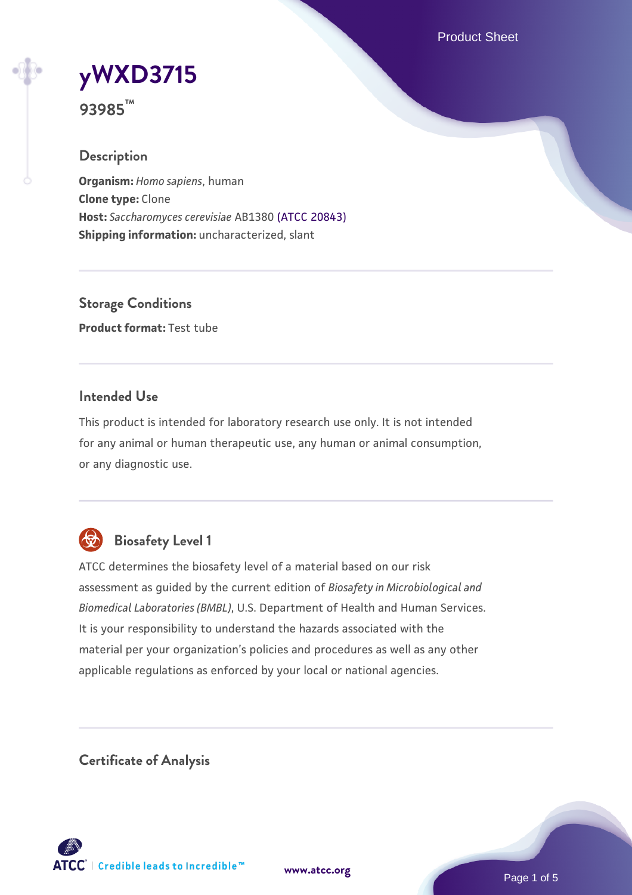# yWXD3715

**93985™**

## Description

**Organism:** *Homo sapiens*, human
**Clone type:** Clone
**Host:** *Saccharomyces cerevisiae* AB1380 (ATCC 20843)
**Shipping information:** uncharacterized, slant

## Storage Conditions

**Product format:** Test tube

## Intended Use

This product is intended for laboratory research use only. It is not intended for any animal or human therapeutic use, any human or animal consumption, or any diagnostic use.

## Biosafety Level 1

ATCC determines the biosafety level of a material based on our risk assessment as guided by the current edition of *Biosafety in Microbiological and Biomedical Laboratories (BMBL)*, U.S. Department of Health and Human Services. It is your responsibility to understand the hazards associated with the material per your organization's policies and procedures as well as any other applicable regulations as enforced by your local or national agencies.

## Certificate of Analysis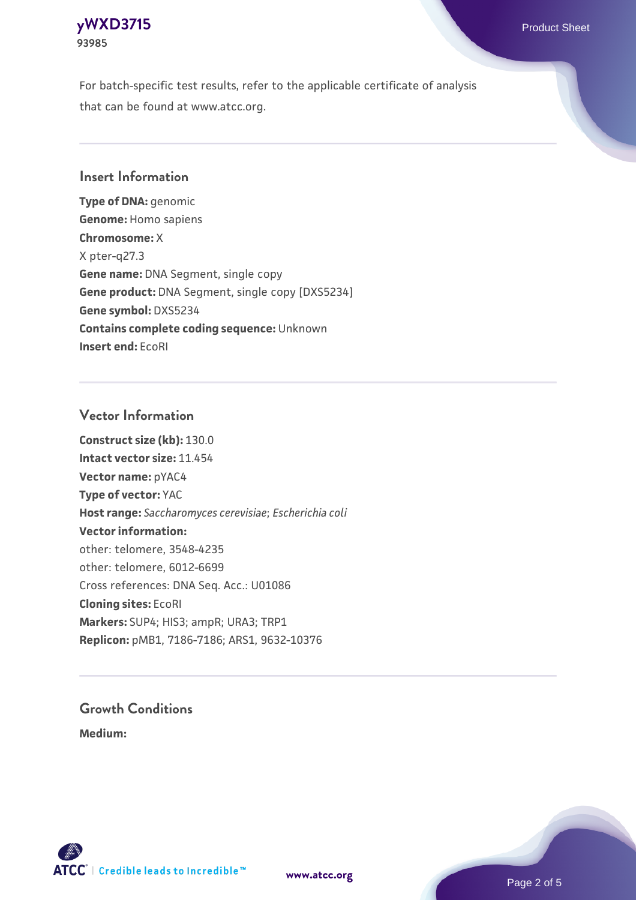For batch-specific test results, refer to the applicable certificate of analysis that can be found at www.atcc.org.

## Insert Information

**Type of DNA:** genomic
**Genome:** Homo sapiens
**Chromosome:** X
X pter-q27.3
**Gene name:** DNA Segment, single copy
**Gene product:** DNA Segment, single copy [DXS5234]
**Gene symbol:** DXS5234
**Contains complete coding sequence:** Unknown
**Insert end:** EcoRI

## Vector Information

**Construct size (kb):** 130.0
**Intact vector size:** 11.454
**Vector name:** pYAC4
**Type of vector:** YAC
**Host range:** *Saccharomyces cerevisiae*; *Escherichia coli*
**Vector information:**
other: telomere, 3548-4235
other: telomere, 6012-6699
Cross references: DNA Seq. Acc.: U01086
**Cloning sites:** EcoRI
**Markers:** SUP4; HIS3; ampR; URA3; TRP1
**Replicon:** pMB1, 7186-7186; ARS1, 9632-10376

## Growth Conditions

**Medium:**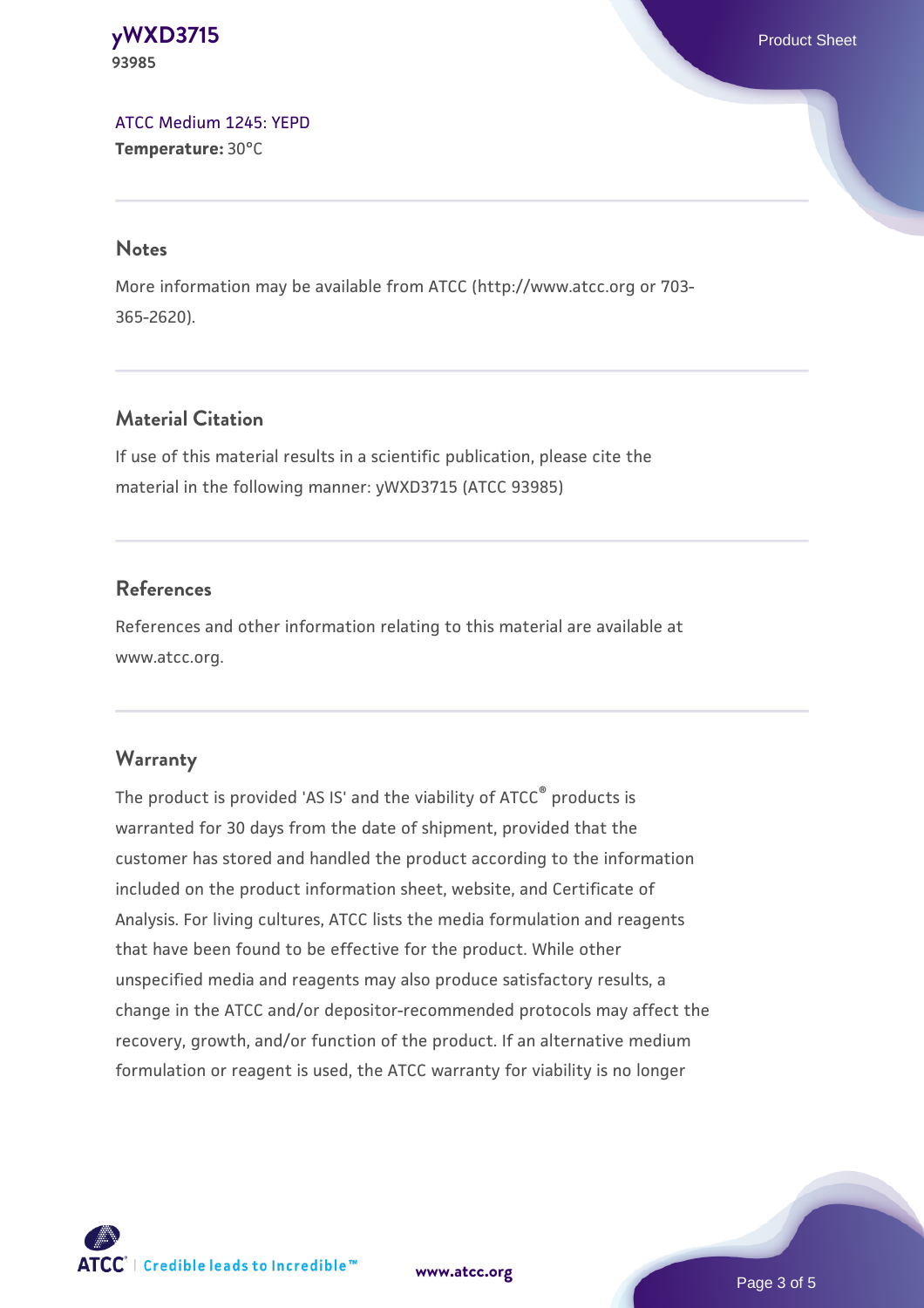ATCC Medium 1245: YEPD
**Temperature:** 30°C

## Notes

More information may be available from ATCC (http://www.atcc.org or 703-365-2620).

## Material Citation

If use of this material results in a scientific publication, please cite the material in the following manner: yWXD3715 (ATCC 93985)

## References

References and other information relating to this material are available at www.atcc.org.

## Warranty

The product is provided 'AS IS' and the viability of ATCC® products is warranted for 30 days from the date of shipment, provided that the customer has stored and handled the product according to the information included on the product information sheet, website, and Certificate of Analysis. For living cultures, ATCC lists the media formulation and reagents that have been found to be effective for the product. While other unspecified media and reagents may also produce satisfactory results, a change in the ATCC and/or depositor-recommended protocols may affect the recovery, growth, and/or function of the product. If an alternative medium formulation or reagent is used, the ATCC warranty for viability is no longer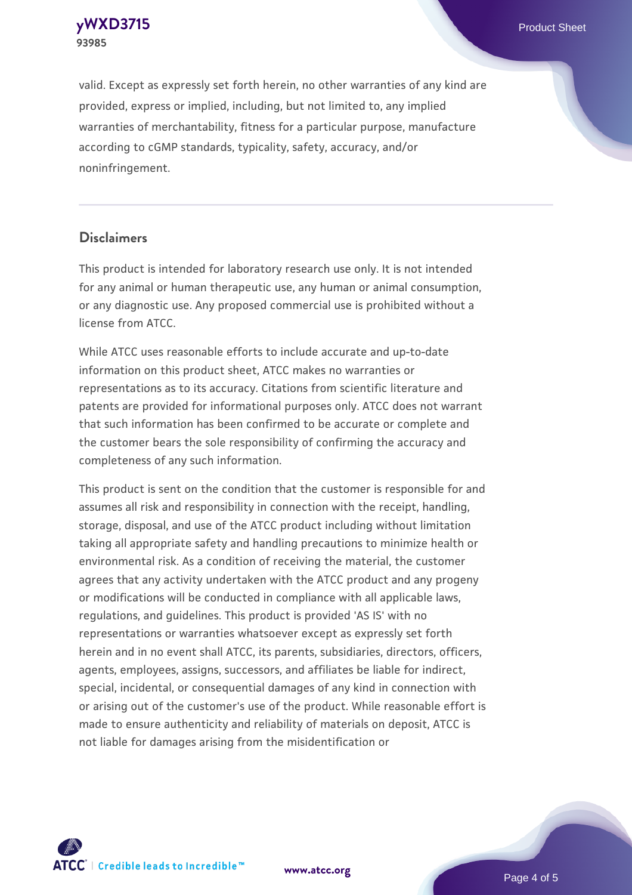valid. Except as expressly set forth herein, no other warranties of any kind are provided, express or implied, including, but not limited to, any implied warranties of merchantability, fitness for a particular purpose, manufacture according to cGMP standards, typicality, safety, accuracy, and/or noninfringement.

## Disclaimers

This product is intended for laboratory research use only. It is not intended for any animal or human therapeutic use, any human or animal consumption, or any diagnostic use. Any proposed commercial use is prohibited without a license from ATCC.

While ATCC uses reasonable efforts to include accurate and up-to-date information on this product sheet, ATCC makes no warranties or representations as to its accuracy. Citations from scientific literature and patents are provided for informational purposes only. ATCC does not warrant that such information has been confirmed to be accurate or complete and the customer bears the sole responsibility of confirming the accuracy and completeness of any such information.

This product is sent on the condition that the customer is responsible for and assumes all risk and responsibility in connection with the receipt, handling, storage, disposal, and use of the ATCC product including without limitation taking all appropriate safety and handling precautions to minimize health or environmental risk. As a condition of receiving the material, the customer agrees that any activity undertaken with the ATCC product and any progeny or modifications will be conducted in compliance with all applicable laws, regulations, and guidelines. This product is provided 'AS IS' with no representations or warranties whatsoever except as expressly set forth herein and in no event shall ATCC, its parents, subsidiaries, directors, officers, agents, employees, assigns, successors, and affiliates be liable for indirect, special, incidental, or consequential damages of any kind in connection with or arising out of the customer's use of the product. While reasonable effort is made to ensure authenticity and reliability of materials on deposit, ATCC is not liable for damages arising from the misidentification or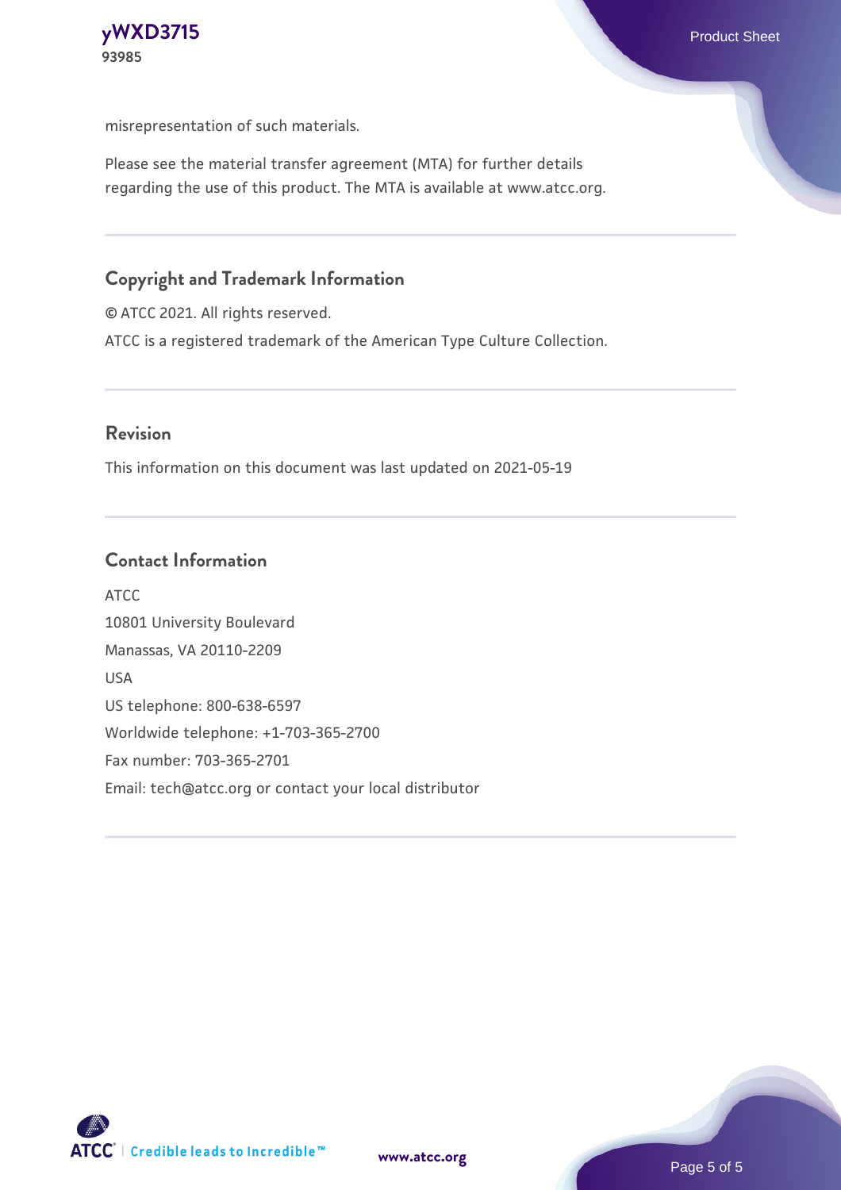misrepresentation of such materials.

Please see the material transfer agreement (MTA) for further details regarding the use of this product. The MTA is available at www.atcc.org.

## Copyright and Trademark Information

© ATCC 2021. All rights reserved.

ATCC is a registered trademark of the American Type Culture Collection.

## Revision

This information on this document was last updated on 2021-05-19

## Contact Information

ATCC
10801 University Boulevard
Manassas, VA 20110-2209
USA
US telephone: 800-638-6597
Worldwide telephone: +1-703-365-2700
Fax number: 703-365-2701
Email: tech@atcc.org or contact your local distributor